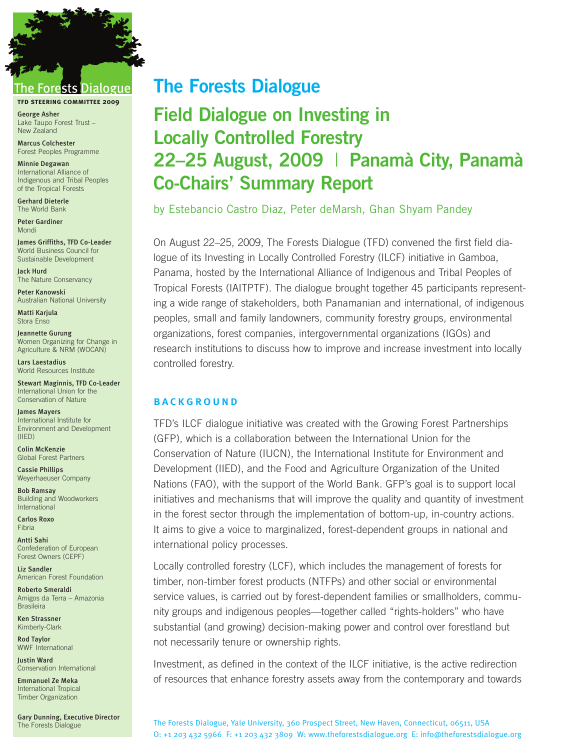# The Forests Dialogue

## Field Dialogue on Investing in Locally Controlled Forestry 22–25 August, 2009 | Panamà City, Panamà Co-Chairs' Summary Report

by Estebancio Castro Diaz, Peter deMarsh, Ghan Shyam Pandey

On August 22–25, 2009, The Forests Dialogue (TFD) convened the first field dialogue of its Investing in Locally Controlled Forestry (ILCF) initiative in Gamboa, Panama, hosted by the International Alliance of Indigenous and Tribal Peoples of Tropical Forests (IAITPTF). The dialogue brought together 45 participants representing a wide range of stakeholders, both Panamanian and international, of indigenous peoples, small and family landowners, community forestry groups, environmental organizations, forest companies, intergovernmental organizations (IGOs) and research institutions to discuss how to improve and increase investment into locally controlled forestry.

### BACKGROUND

TFD's ILCF dialogue initiative was created with the Growing Forest Partnerships (GFP), which is a collaboration between the International Union for the Conservation of Nature (IUCN), the International Institute for Environment and Development (IIED), and the Food and Agriculture Organization of the United Nations (FAO), with the support of the World Bank. GFP's goal is to support local initiatives and mechanisms that will improve the quality and quantity of investment in the forest sector through the implementation of bottom-up, in-country actions. It aims to give a voice to marginalized, forest-dependent groups in national and international policy processes.

Locally controlled forestry (LCF), which includes the management of forests for timber, non-timber forest products (NTFPs) and other social or environmental service values, is carried out by forest-dependent families or smallholders, community groups and indigenous peoples—together called "rights-holders" who have substantial (and growing) decision-making power and control over forestland but not necessarily tenure or ownership rights.

Investment, as defined in the context of the ILCF initiative, is the active redirection of resources that enhance forestry assets away from the contemporary and towards

**TFD STEERING COMMITTEE 2009**

**George Asher**
Lake Taupo Forest Trust – New Zealand

**Marcus Colchester**
Forest Peoples Programme

**Minnie Degawan**
International Alliance of Indigenous and Tribal Peoples of the Tropical Forests

**Gerhard Dieterle**
The World Bank

**Peter Gardiner**
Mondi

**James Griffiths, TFD Co-Leader**
World Business Council for Sustainable Development

**Jack Hurd**
The Nature Conservancy

**Peter Kanowski**
Australian National University

**Matti Karjula**
Stora Enso

**Jeannette Gurung**
Women Organizing for Change in Agriculture & NRM (WOCAN)

**Lars Laestadius**
World Resources Institute

**Stewart Maginnis, TFD Co-Leader**
International Union for the Conservation of Nature

**James Mayers**
International Institute for Environment and Development (IIED)

**Colin McKenzie**
Global Forest Partners

**Cassie Phillips**
Weyerhaeuser Company

**Bob Ramsay**
Building and Woodworkers International

**Carlos Roxo**
Fibria

**Antti Sahi**
Confederation of European Forest Owners (CEPF)

**Liz Sandler**
American Forest Foundation

**Roberto Smeraldi**
Amigos da Terra – Amazonia Brasileira

**Ken Strassner**
Kimberly-Clark

**Rod Taylor**
WWF International

**Justin Ward**
Conservation International

**Emmanuel Ze Meka**
International Tropical Timber Organization

**Gary Dunning, Executive Director**
The Forests Dialogue

The Forests Dialogue, Yale University, 360 Prospect Street, New Haven, Connecticut, 06511, USA
O: +1 203 432 5966 F: +1 203 432 3809 W: www.theforestsdialogue.org E: info@theforestsdialogue.org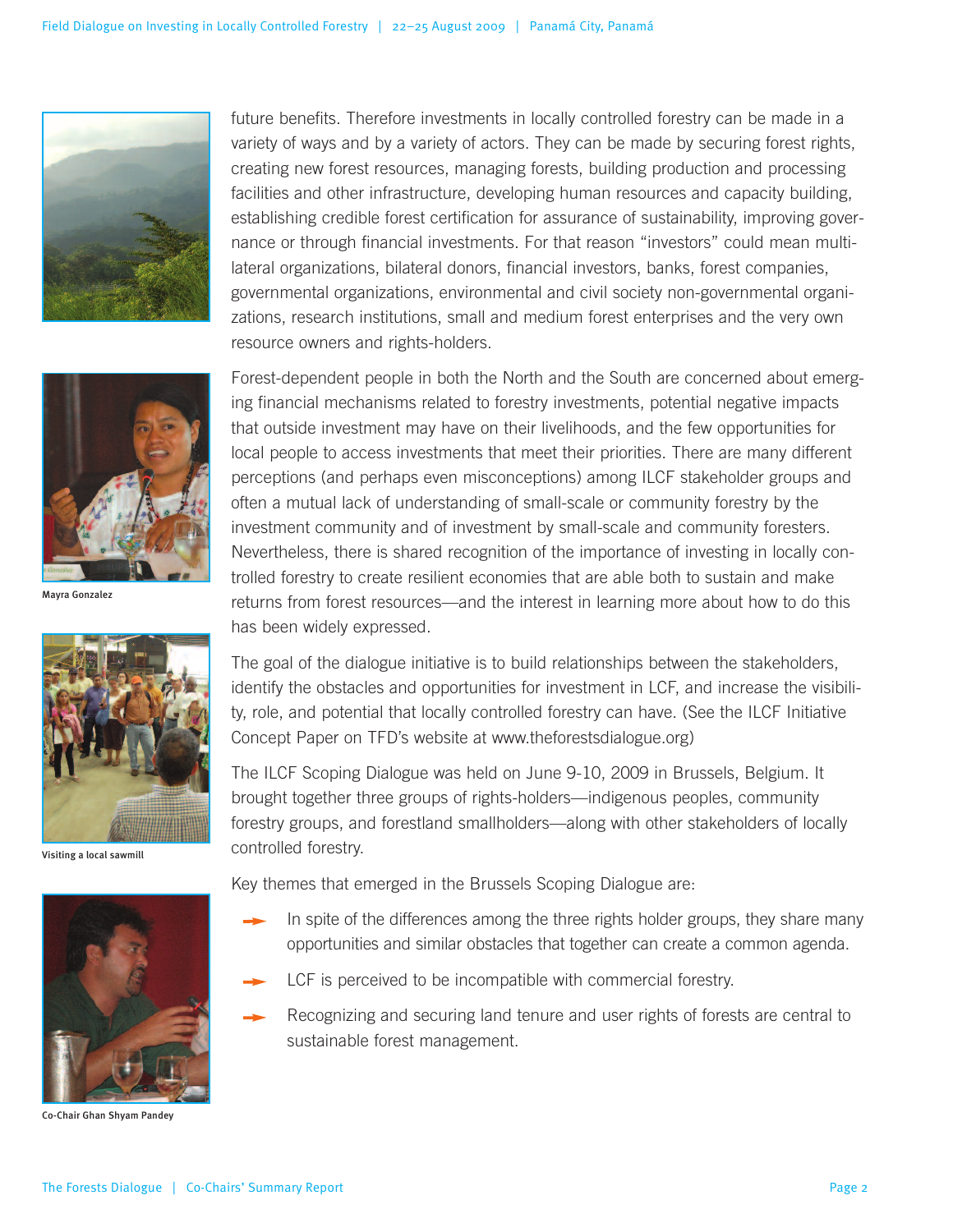future benefits. Therefore investments in locally controlled forestry can be made in a variety of ways and by a variety of actors. They can be made by securing forest rights, creating new forest resources, managing forests, building production and processing facilities and other infrastructure, developing human resources and capacity building, establishing credible forest certification for assurance of sustainability, improving governance or through financial investments. For that reason "investors" could mean multilateral organizations, bilateral donors, financial investors, banks, forest companies, governmental organizations, environmental and civil society non-governmental organizations, research institutions, small and medium forest enterprises and the very own resource owners and rights-holders.

Mayra Gonzalez

Forest-dependent people in both the North and the South are concerned about emerging financial mechanisms related to forestry investments, potential negative impacts that outside investment may have on their livelihoods, and the few opportunities for local people to access investments that meet their priorities. There are many different perceptions (and perhaps even misconceptions) among ILCF stakeholder groups and often a mutual lack of understanding of small-scale or community forestry by the investment community and of investment by small-scale and community foresters. Nevertheless, there is shared recognition of the importance of investing in locally controlled forestry to create resilient economies that are able both to sustain and make returns from forest resources—and the interest in learning more about how to do this has been widely expressed.

Visiting a local sawmill

The goal of the dialogue initiative is to build relationships between the stakeholders, identify the obstacles and opportunities for investment in LCF, and increase the visibility, role, and potential that locally controlled forestry can have. (See the ILCF Initiative Concept Paper on TFD's website at www.theforestsdialogue.org)

The ILCF Scoping Dialogue was held on June 9-10, 2009 in Brussels, Belgium. It brought together three groups of rights-holders—indigenous peoples, community forestry groups, and forestland smallholders—along with other stakeholders of locally controlled forestry.

Key themes that emerged in the Brussels Scoping Dialogue are:

- In spite of the differences among the three rights holder groups, they share many opportunities and similar obstacles that together can create a common agenda.
- LCF is perceived to be incompatible with commercial forestry.
- Recognizing and securing land tenure and user rights of forests are central to sustainable forest management.

Co-Chair Ghan Shyam Pandey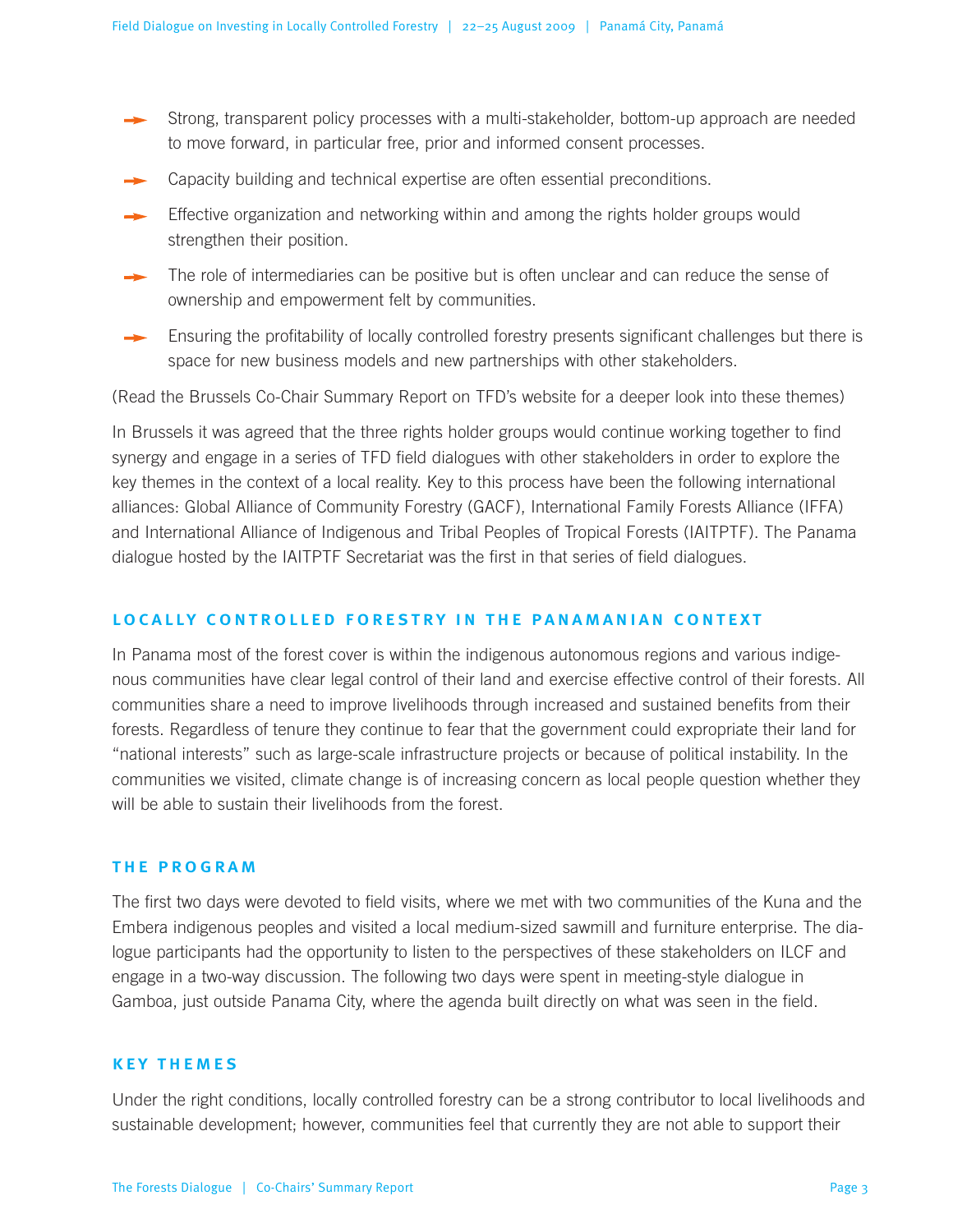- Strong, transparent policy processes with a multi-stakeholder, bottom-up approach are needed to move forward, in particular free, prior and informed consent processes.
- Capacity building and technical expertise are often essential preconditions.
- Effective organization and networking within and among the rights holder groups would strengthen their position.
- The role of intermediaries can be positive but is often unclear and can reduce the sense of ownership and empowerment felt by communities.
- Ensuring the profitability of locally controlled forestry presents significant challenges but there is space for new business models and new partnerships with other stakeholders.

(Read the Brussels Co-Chair Summary Report on TFD's website for a deeper look into these themes)

In Brussels it was agreed that the three rights holder groups would continue working together to find synergy and engage in a series of TFD field dialogues with other stakeholders in order to explore the key themes in the context of a local reality. Key to this process have been the following international alliances: Global Alliance of Community Forestry (GACF), International Family Forests Alliance (IFFA) and International Alliance of Indigenous and Tribal Peoples of Tropical Forests (IAITPTF). The Panama dialogue hosted by the IAITPTF Secretariat was the first in that series of field dialogues.

## LOCALLY CONTROLLED FORESTRY IN THE PANAMANIAN CONTEXT

In Panama most of the forest cover is within the indigenous autonomous regions and various indigenous communities have clear legal control of their land and exercise effective control of their forests. All communities share a need to improve livelihoods through increased and sustained benefits from their forests. Regardless of tenure they continue to fear that the government could expropriate their land for "national interests" such as large-scale infrastructure projects or because of political instability. In the communities we visited, climate change is of increasing concern as local people question whether they will be able to sustain their livelihoods from the forest.

## THE PROGRAM

The first two days were devoted to field visits, where we met with two communities of the Kuna and the Embera indigenous peoples and visited a local medium-sized sawmill and furniture enterprise. The dialogue participants had the opportunity to listen to the perspectives of these stakeholders on ILCF and engage in a two-way discussion. The following two days were spent in meeting-style dialogue in Gamboa, just outside Panama City, where the agenda built directly on what was seen in the field.

## KEY THEMES

Under the right conditions, locally controlled forestry can be a strong contributor to local livelihoods and sustainable development; however, communities feel that currently they are not able to support their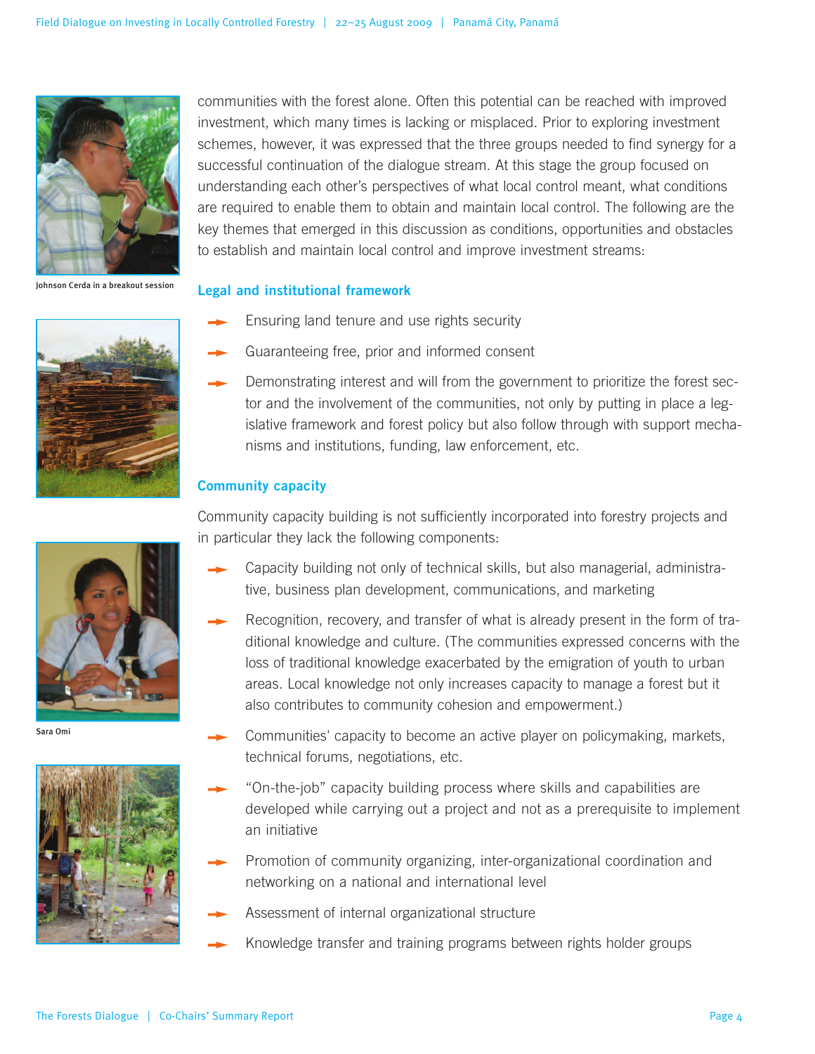communities with the forest alone. Often this potential can be reached with improved investment, which many times is lacking or misplaced. Prior to exploring investment schemes, however, it was expressed that the three groups needed to find synergy for a successful continuation of the dialogue stream. At this stage the group focused on understanding each other's perspectives of what local control meant, what conditions are required to enable them to obtain and maintain local control. The following are the key themes that emerged in this discussion as conditions, opportunities and obstacles to establish and maintain local control and improve investment streams:

Johnson Cerda in a breakout session

### Legal and institutional framework

- Ensuring land tenure and use rights security
- Guaranteeing free, prior and informed consent
- Demonstrating interest and will from the government to prioritize the forest sector and the involvement of the communities, not only by putting in place a legislative framework and forest policy but also follow through with support mechanisms and institutions, funding, law enforcement, etc.

### Community capacity

Community capacity building is not sufficiently incorporated into forestry projects and in particular they lack the following components:

- Capacity building not only of technical skills, but also managerial, administrative, business plan development, communications, and marketing
- Recognition, recovery, and transfer of what is already present in the form of traditional knowledge and culture. (The communities expressed concerns with the loss of traditional knowledge exacerbated by the emigration of youth to urban areas. Local knowledge not only increases capacity to manage a forest but it also contributes to community cohesion and empowerment.)
- Communities' capacity to become an active player on policymaking, markets, technical forums, negotiations, etc.
- "On-the-job" capacity building process where skills and capabilities are developed while carrying out a project and not as a prerequisite to implement an initiative
- Promotion of community organizing, inter-organizational coordination and networking on a national and international level
- Assessment of internal organizational structure
- Knowledge transfer and training programs between rights holder groups

Sara Omi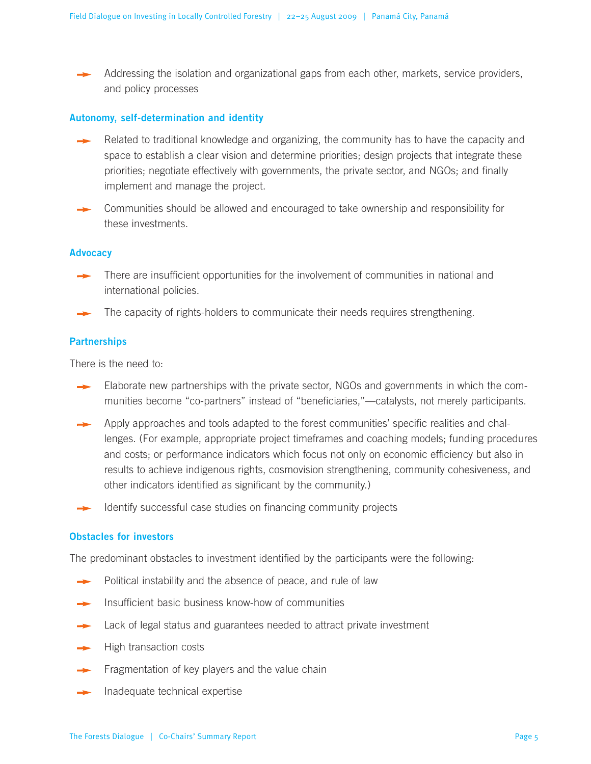- Addressing the isolation and organizational gaps from each other, markets, service providers, and policy processes

### Autonomy, self-determination and identity

- Related to traditional knowledge and organizing, the community has to have the capacity and space to establish a clear vision and determine priorities; design projects that integrate these priorities; negotiate effectively with governments, the private sector, and NGOs; and finally implement and manage the project.
- Communities should be allowed and encouraged to take ownership and responsibility for these investments.

### Advocacy

- There are insufficient opportunities for the involvement of communities in national and international policies.
- The capacity of rights-holders to communicate their needs requires strengthening.

### Partnerships

There is the need to:

- Elaborate new partnerships with the private sector, NGOs and governments in which the communities become "co-partners" instead of "beneficiaries,"—catalysts, not merely participants.
- Apply approaches and tools adapted to the forest communities' specific realities and challenges. (For example, appropriate project timeframes and coaching models; funding procedures and costs; or performance indicators which focus not only on economic efficiency but also in results to achieve indigenous rights, cosmovision strengthening, community cohesiveness, and other indicators identified as significant by the community.)
- Identify successful case studies on financing community projects

### Obstacles for investors

The predominant obstacles to investment identified by the participants were the following:

- Political instability and the absence of peace, and rule of law
- Insufficient basic business know-how of communities
- Lack of legal status and guarantees needed to attract private investment
- High transaction costs
- Fragmentation of key players and the value chain
- Inadequate technical expertise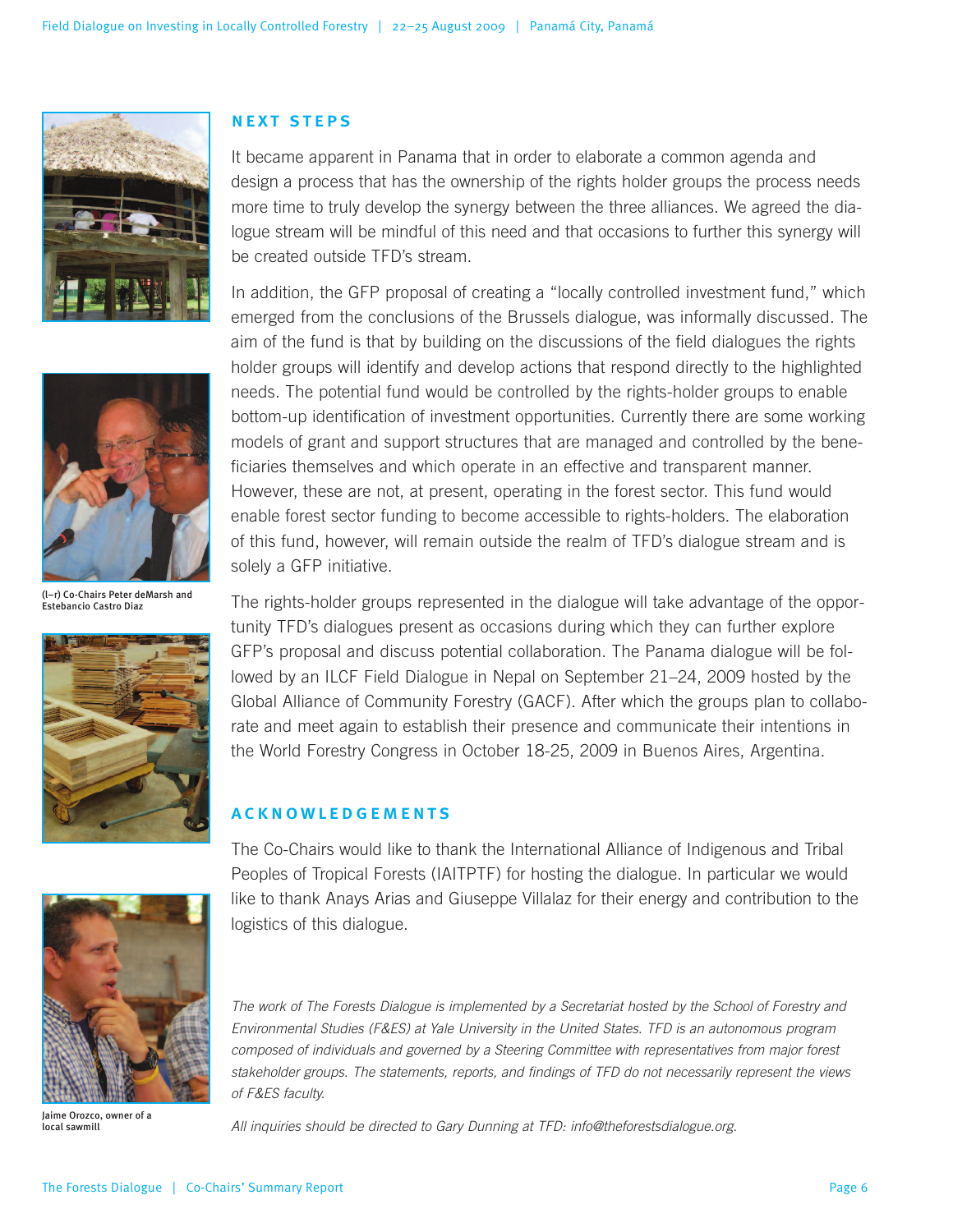## NEXT STEPS

It became apparent in Panama that in order to elaborate a common agenda and design a process that has the ownership of the rights holder groups the process needs more time to truly develop the synergy between the three alliances. We agreed the dialogue stream will be mindful of this need and that occasions to further this synergy will be created outside TFD's stream.

In addition, the GFP proposal of creating a "locally controlled investment fund," which emerged from the conclusions of the Brussels dialogue, was informally discussed. The aim of the fund is that by building on the discussions of the field dialogues the rights holder groups will identify and develop actions that respond directly to the highlighted needs. The potential fund would be controlled by the rights-holder groups to enable bottom-up identification of investment opportunities. Currently there are some working models of grant and support structures that are managed and controlled by the beneficiaries themselves and which operate in an effective and transparent manner. However, these are not, at present, operating in the forest sector. This fund would enable forest sector funding to become accessible to rights-holders. The elaboration of this fund, however, will remain outside the realm of TFD's dialogue stream and is solely a GFP initiative.

The rights-holder groups represented in the dialogue will take advantage of the opportunity TFD's dialogues present as occasions during which they can further explore GFP's proposal and discuss potential collaboration. The Panama dialogue will be followed by an ILCF Field Dialogue in Nepal on September 21–24, 2009 hosted by the Global Alliance of Community Forestry (GACF). After which the groups plan to collaborate and meet again to establish their presence and communicate their intentions in the World Forestry Congress in October 18-25, 2009 in Buenos Aires, Argentina.

(l–r) Co-Chairs Peter deMarsh and Estebancio Castro Diaz

Jaime Orozco, owner of a local sawmill

## ACKNOWLEDGEMENTS

The Co-Chairs would like to thank the International Alliance of Indigenous and Tribal Peoples of Tropical Forests (IAITPTF) for hosting the dialogue. In particular we would like to thank Anays Arias and Giuseppe Villalaz for their energy and contribution to the logistics of this dialogue.

*The work of The Forests Dialogue is implemented by a Secretariat hosted by the School of Forestry and Environmental Studies (F&ES) at Yale University in the United States. TFD is an autonomous program composed of individuals and governed by a Steering Committee with representatives from major forest stakeholder groups. The statements, reports, and findings of TFD do not necessarily represent the views of F&ES faculty.*

*All inquiries should be directed to Gary Dunning at TFD: info@theforestsdialogue.org.*